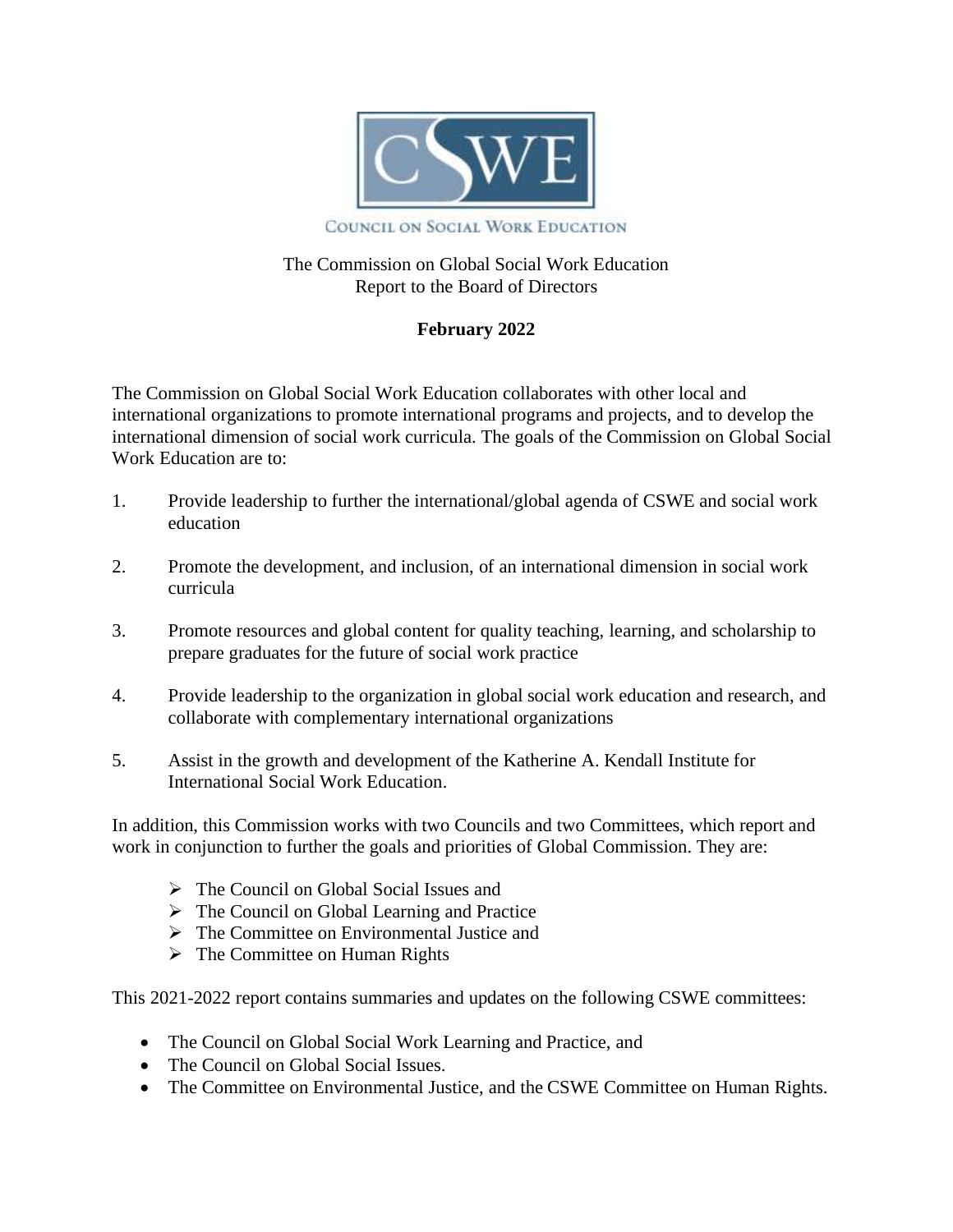CSWE

COUNCIL ON SOCIAL WORK EDUCATION

The Commission on Global Social Work Education
Report to the Board of Directors

**February 2022**

The Commission on Global Social Work Education collaborates with other local and international organizations to promote international programs and projects, and to develop the international dimension of social work curricula. The goals of the Commission on Global Social Work Education are to:

1. Provide leadership to further the international/global agenda of CSWE and social work education
2. Promote the development, and inclusion, of an international dimension in social work curricula
3. Promote resources and global content for quality teaching, learning, and scholarship to prepare graduates for the future of social work practice
4. Provide leadership to the organization in global social work education and research, and collaborate with complementary international organizations
5. Assist in the growth and development of the Katherine A. Kendall Institute for International Social Work Education.

In addition, this Commission works with two Councils and two Committees, which report and work in conjunction to further the goals and priorities of Global Commission. They are:

- The Council on Global Social Issues and
- The Council on Global Learning and Practice
- The Committee on Environmental Justice and
- The Committee on Human Rights

This 2021-2022 report contains summaries and updates on the following CSWE committees:

- The Council on Global Social Work Learning and Practice, and
- The Council on Global Social Issues.
- The Committee on Environmental Justice, and the CSWE Committee on Human Rights.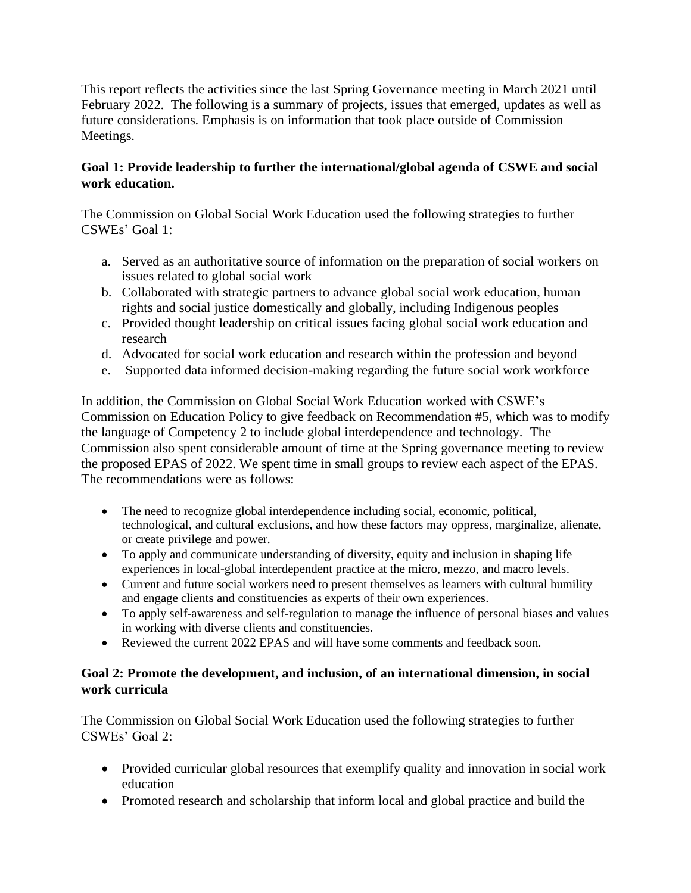This report reflects the activities since the last Spring Governance meeting in March 2021 until February 2022. The following is a summary of projects, issues that emerged, updates as well as future considerations. Emphasis is on information that took place outside of Commission Meetings.

**Goal 1: Provide leadership to further the international/global agenda of CSWE and social work education.**

The Commission on Global Social Work Education used the following strategies to further CSWEs' Goal 1:

a. Served as an authoritative source of information on the preparation of social workers on issues related to global social work
b. Collaborated with strategic partners to advance global social work education, human rights and social justice domestically and globally, including Indigenous peoples
c. Provided thought leadership on critical issues facing global social work education and research
d. Advocated for social work education and research within the profession and beyond
e. Supported data informed decision-making regarding the future social work workforce

In addition, the Commission on Global Social Work Education worked with CSWE's Commission on Education Policy to give feedback on Recommendation #5, which was to modify the language of Competency 2 to include global interdependence and technology. The Commission also spent considerable amount of time at the Spring governance meeting to review the proposed EPAS of 2022. We spent time in small groups to review each aspect of the EPAS. The recommendations were as follows:

- The need to recognize global interdependence including social, economic, political, technological, and cultural exclusions, and how these factors may oppress, marginalize, alienate, or create privilege and power.
- To apply and communicate understanding of diversity, equity and inclusion in shaping life experiences in local-global interdependent practice at the micro, mezzo, and macro levels.
- Current and future social workers need to present themselves as learners with cultural humility and engage clients and constituencies as experts of their own experiences.
- To apply self-awareness and self-regulation to manage the influence of personal biases and values in working with diverse clients and constituencies.
- Reviewed the current 2022 EPAS and will have some comments and feedback soon.

**Goal 2: Promote the development, and inclusion, of an international dimension, in social work curricula**

The Commission on Global Social Work Education used the following strategies to further CSWEs' Goal 2:

- Provided curricular global resources that exemplify quality and innovation in social work education
- Promoted research and scholarship that inform local and global practice and build the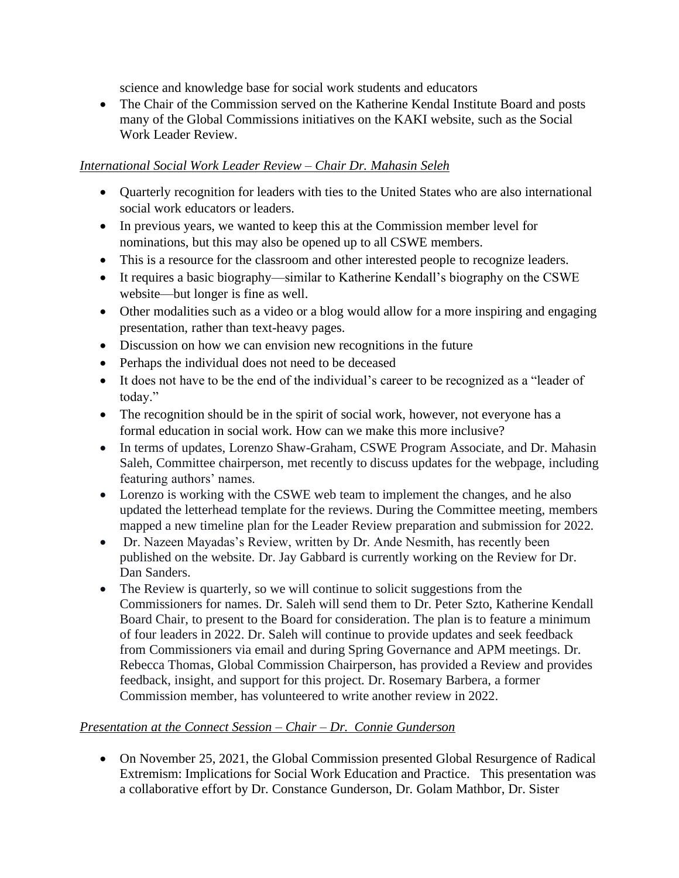science and knowledge base for social work students and educators

- The Chair of the Commission served on the Katherine Kendal Institute Board and posts many of the Global Commissions initiatives on the KAKI website, such as the Social Work Leader Review.

*International Social Work Leader Review – Chair Dr. Mahasin Seleh*

- Quarterly recognition for leaders with ties to the United States who are also international social work educators or leaders.
- In previous years, we wanted to keep this at the Commission member level for nominations, but this may also be opened up to all CSWE members.
- This is a resource for the classroom and other interested people to recognize leaders.
- It requires a basic biography—similar to Katherine Kendall's biography on the CSWE website—but longer is fine as well.
- Other modalities such as a video or a blog would allow for a more inspiring and engaging presentation, rather than text-heavy pages.
- Discussion on how we can envision new recognitions in the future
- Perhaps the individual does not need to be deceased
- It does not have to be the end of the individual's career to be recognized as a "leader of today."
- The recognition should be in the spirit of social work, however, not everyone has a formal education in social work. How can we make this more inclusive?
- In terms of updates, Lorenzo Shaw-Graham, CSWE Program Associate, and Dr. Mahasin Saleh, Committee chairperson, met recently to discuss updates for the webpage, including featuring authors' names.
- Lorenzo is working with the CSWE web team to implement the changes, and he also updated the letterhead template for the reviews. During the Committee meeting, members mapped a new timeline plan for the Leader Review preparation and submission for 2022.
- Dr. Nazeen Mayadas's Review, written by Dr. Ande Nesmith, has recently been published on the website. Dr. Jay Gabbard is currently working on the Review for Dr. Dan Sanders.
- The Review is quarterly, so we will continue to solicit suggestions from the Commissioners for names. Dr. Saleh will send them to Dr. Peter Szto, Katherine Kendall Board Chair, to present to the Board for consideration. The plan is to feature a minimum of four leaders in 2022. Dr. Saleh will continue to provide updates and seek feedback from Commissioners via email and during Spring Governance and APM meetings. Dr. Rebecca Thomas, Global Commission Chairperson, has provided a Review and provides feedback, insight, and support for this project. Dr. Rosemary Barbera, a former Commission member, has volunteered to write another review in 2022.

*Presentation at the Connect Session – Chair – Dr. Connie Gunderson*

- On November 25, 2021, the Global Commission presented Global Resurgence of Radical Extremism: Implications for Social Work Education and Practice. This presentation was a collaborative effort by Dr. Constance Gunderson, Dr. Golam Mathbor, Dr. Sister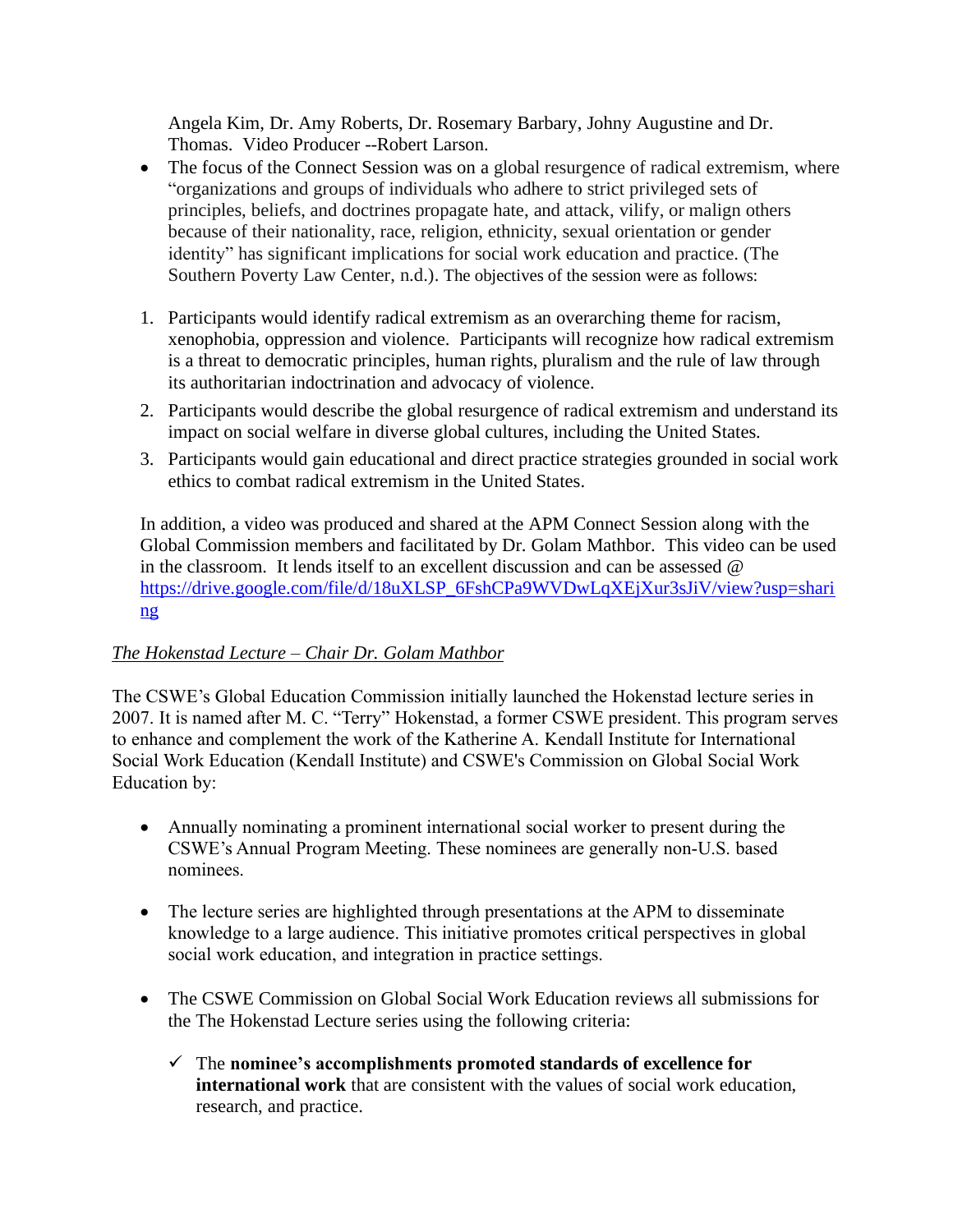Angela Kim, Dr. Amy Roberts, Dr. Rosemary Barbary, Johny Augustine and Dr. Thomas. Video Producer --Robert Larson.

- The focus of the Connect Session was on a global resurgence of radical extremism, where "organizations and groups of individuals who adhere to strict privileged sets of principles, beliefs, and doctrines propagate hate, and attack, vilify, or malign others because of their nationality, race, religion, ethnicity, sexual orientation or gender identity" has significant implications for social work education and practice. (The Southern Poverty Law Center, n.d.). The objectives of the session were as follows:

1. Participants would identify radical extremism as an overarching theme for racism, xenophobia, oppression and violence. Participants will recognize how radical extremism is a threat to democratic principles, human rights, pluralism and the rule of law through its authoritarian indoctrination and advocacy of violence.
2. Participants would describe the global resurgence of radical extremism and understand its impact on social welfare in diverse global cultures, including the United States.
3. Participants would gain educational and direct practice strategies grounded in social work ethics to combat radical extremism in the United States.

In addition, a video was produced and shared at the APM Connect Session along with the Global Commission members and facilitated by Dr. Golam Mathbor. This video can be used in the classroom. It lends itself to an excellent discussion and can be assessed @ [https://drive.google.com/file/d/18uXLSP_6FshCPa9WVDwLqXEjXur3sJiV/view?usp=sharing](https://drive.google.com/file/d/18uXLSP_6FshCPa9WVDwLqXEjXur3sJiV/view?usp=sharing)

*The Hokenstad Lecture – Chair Dr. Golam Mathbor*

The CSWE's Global Education Commission initially launched the Hokenstad lecture series in 2007. It is named after M. C. "Terry" Hokenstad, a former CSWE president. This program serves to enhance and complement the work of the Katherine A. Kendall Institute for International Social Work Education (Kendall Institute) and CSWE's Commission on Global Social Work Education by:

- Annually nominating a prominent international social worker to present during the CSWE's Annual Program Meeting. These nominees are generally non-U.S. based nominees.

- The lecture series are highlighted through presentations at the APM to disseminate knowledge to a large audience. This initiative promotes critical perspectives in global social work education, and integration in practice settings.

- The CSWE Commission on Global Social Work Education reviews all submissions for the The Hokenstad Lecture series using the following criteria:

  - ✓ The **nominee's accomplishments promoted standards of excellence for international work** that are consistent with the values of social work education, research, and practice.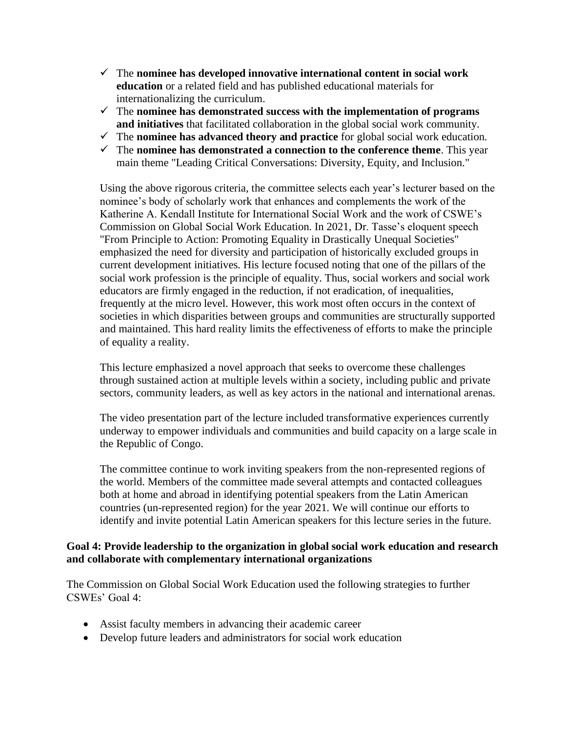- ✓ The **nominee has developed innovative international content in social work education** or a related field and has published educational materials for internationalizing the curriculum.
- ✓ The **nominee has demonstrated success with the implementation of programs and initiatives** that facilitated collaboration in the global social work community.
- ✓ The **nominee has advanced theory and practice** for global social work education.
- ✓ The **nominee has demonstrated a connection to the conference theme**. This year main theme "Leading Critical Conversations: Diversity, Equity, and Inclusion."

Using the above rigorous criteria, the committee selects each year's lecturer based on the nominee's body of scholarly work that enhances and complements the work of the Katherine A. Kendall Institute for International Social Work and the work of CSWE's Commission on Global Social Work Education. In 2021, Dr. Tasse's eloquent speech "From Principle to Action: Promoting Equality in Drastically Unequal Societies" emphasized the need for diversity and participation of historically excluded groups in current development initiatives. His lecture focused noting that one of the pillars of the social work profession is the principle of equality. Thus, social workers and social work educators are firmly engaged in the reduction, if not eradication, of inequalities, frequently at the micro level. However, this work most often occurs in the context of societies in which disparities between groups and communities are structurally supported and maintained. This hard reality limits the effectiveness of efforts to make the principle of equality a reality.

This lecture emphasized a novel approach that seeks to overcome these challenges through sustained action at multiple levels within a society, including public and private sectors, community leaders, as well as key actors in the national and international arenas.

The video presentation part of the lecture included transformative experiences currently underway to empower individuals and communities and build capacity on a large scale in the Republic of Congo.

The committee continue to work inviting speakers from the non-represented regions of the world. Members of the committee made several attempts and contacted colleagues both at home and abroad in identifying potential speakers from the Latin American countries (un-represented region) for the year 2021. We will continue our efforts to identify and invite potential Latin American speakers for this lecture series in the future.

**Goal 4: Provide leadership to the organization in global social work education and research and collaborate with complementary international organizations**

The Commission on Global Social Work Education used the following strategies to further CSWEs' Goal 4:

- Assist faculty members in advancing their academic career
- Develop future leaders and administrators for social work education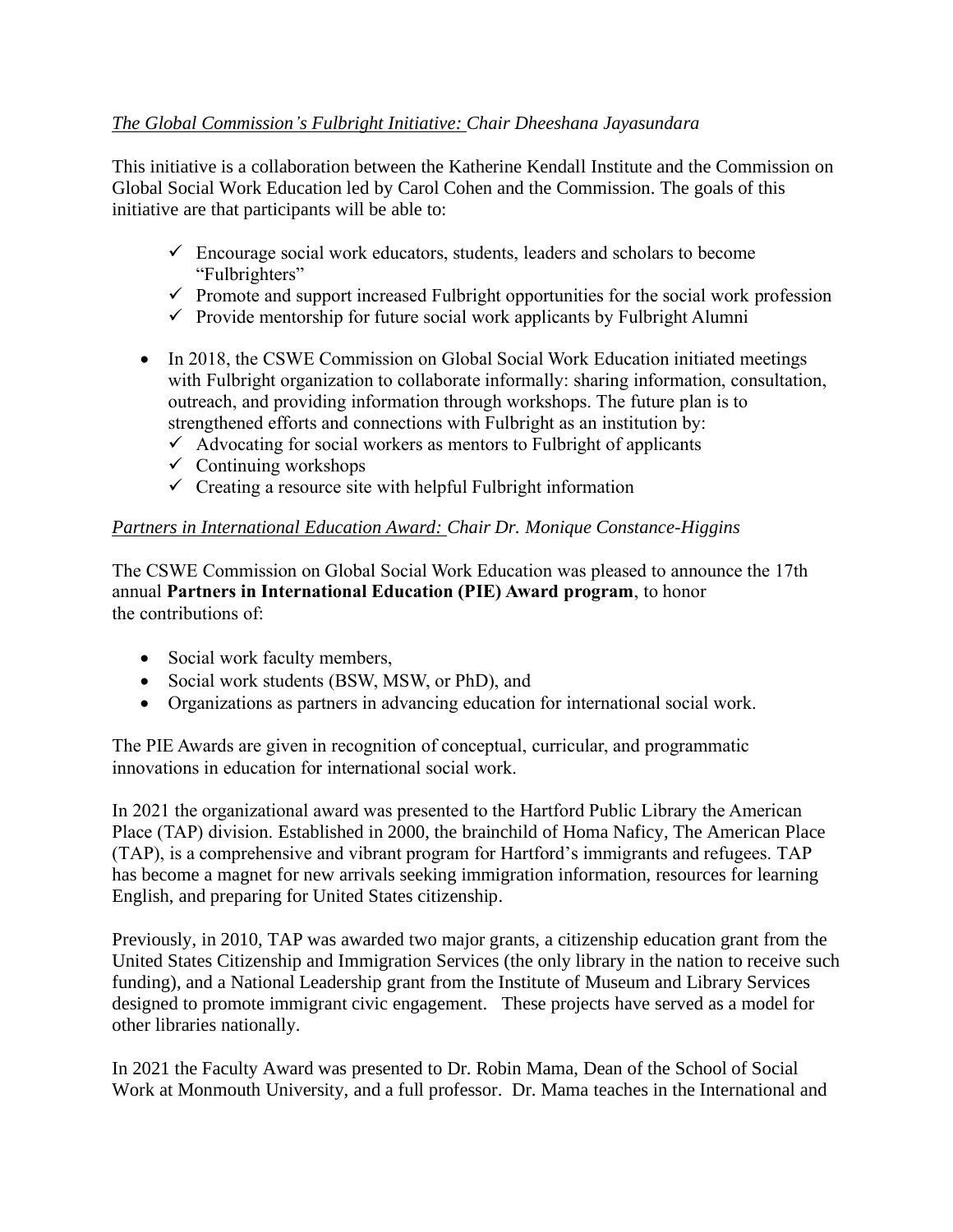*The Global Commission's Fulbright Initiative: Chair Dheeshana Jayasundara*

This initiative is a collaboration between the Katherine Kendall Institute and the Commission on Global Social Work Education led by Carol Cohen and the Commission. The goals of this initiative are that participants will be able to:

- ✓ Encourage social work educators, students, leaders and scholars to become "Fulbrighters"
- ✓ Promote and support increased Fulbright opportunities for the social work profession
- ✓ Provide mentorship for future social work applicants by Fulbright Alumni

- In 2018, the CSWE Commission on Global Social Work Education initiated meetings with Fulbright organization to collaborate informally: sharing information, consultation, outreach, and providing information through workshops. The future plan is to strengthened efforts and connections with Fulbright as an institution by:
  - ✓ Advocating for social workers as mentors to Fulbright of applicants
  - ✓ Continuing workshops
  - ✓ Creating a resource site with helpful Fulbright information

*Partners in International Education Award: Chair Dr. Monique Constance-Higgins*

The CSWE Commission on Global Social Work Education was pleased to announce the 17th annual **Partners in International Education (PIE) Award program**, to honor the contributions of:

- Social work faculty members,
- Social work students (BSW, MSW, or PhD), and
- Organizations as partners in advancing education for international social work.

The PIE Awards are given in recognition of conceptual, curricular, and programmatic innovations in education for international social work.

In 2021 the organizational award was presented to the Hartford Public Library the American Place (TAP) division. Established in 2000, the brainchild of Homa Naficy, The American Place (TAP), is a comprehensive and vibrant program for Hartford's immigrants and refugees. TAP has become a magnet for new arrivals seeking immigration information, resources for learning English, and preparing for United States citizenship.

Previously, in 2010, TAP was awarded two major grants, a citizenship education grant from the United States Citizenship and Immigration Services (the only library in the nation to receive such funding), and a National Leadership grant from the Institute of Museum and Library Services designed to promote immigrant civic engagement. These projects have served as a model for other libraries nationally.

In 2021 the Faculty Award was presented to Dr. Robin Mama, Dean of the School of Social Work at Monmouth University, and a full professor. Dr. Mama teaches in the International and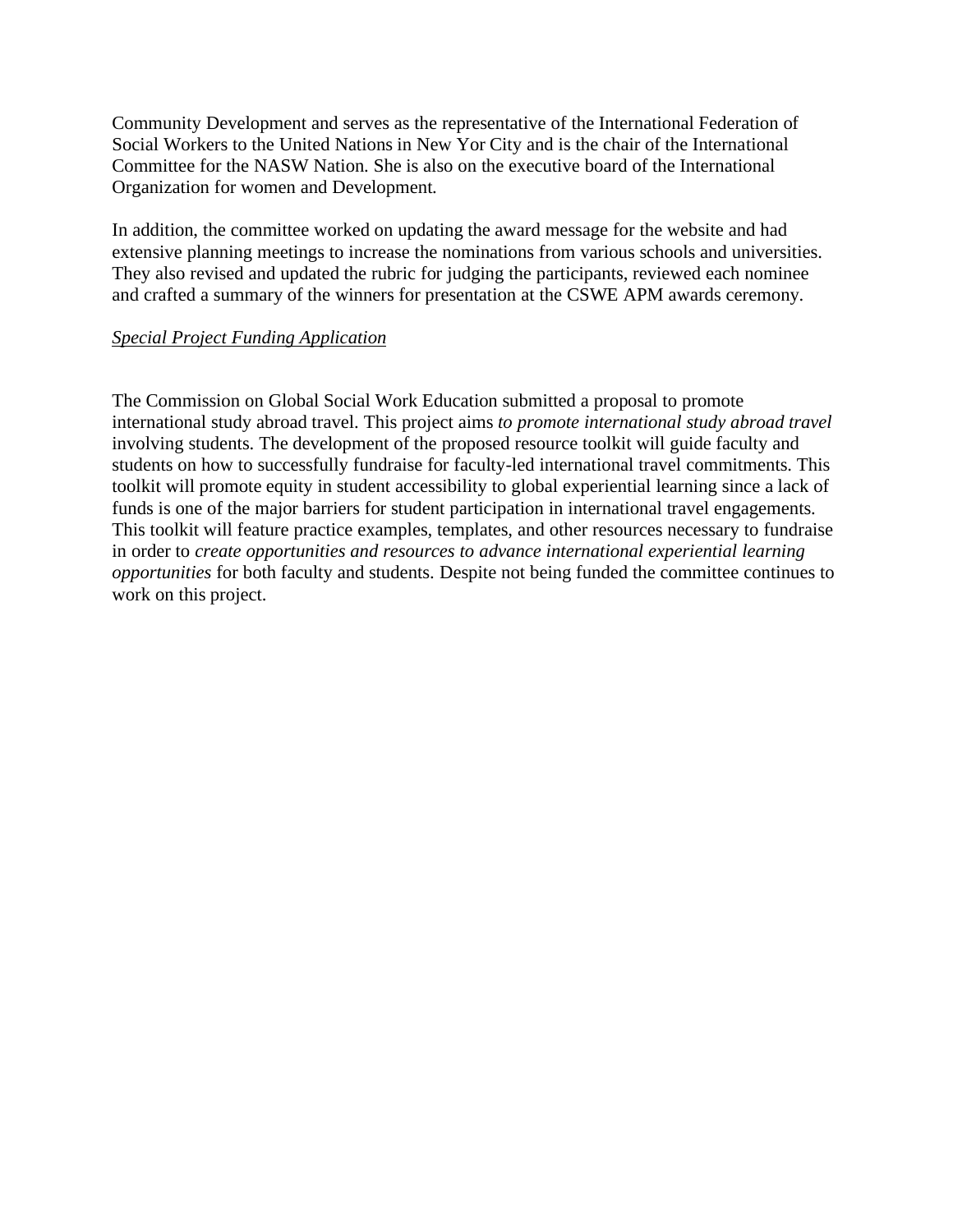Community Development and serves as the representative of the International Federation of Social Workers to the United Nations in New Yor City and is the chair of the International Committee for the NASW Nation. She is also on the executive board of the International Organization for women and Development.

In addition, the committee worked on updating the award message for the website and had extensive planning meetings to increase the nominations from various schools and universities. They also revised and updated the rubric for judging the participants, reviewed each nominee and crafted a summary of the winners for presentation at the CSWE APM awards ceremony.

*Special Project Funding Application*

The Commission on Global Social Work Education submitted a proposal to promote international study abroad travel. This project aims *to promote international study abroad travel* involving students. The development of the proposed resource toolkit will guide faculty and students on how to successfully fundraise for faculty-led international travel commitments. This toolkit will promote equity in student accessibility to global experiential learning since a lack of funds is one of the major barriers for student participation in international travel engagements. This toolkit will feature practice examples, templates, and other resources necessary to fundraise in order to *create opportunities and resources to advance international experiential learning opportunities* for both faculty and students. Despite not being funded the committee continues to work on this project.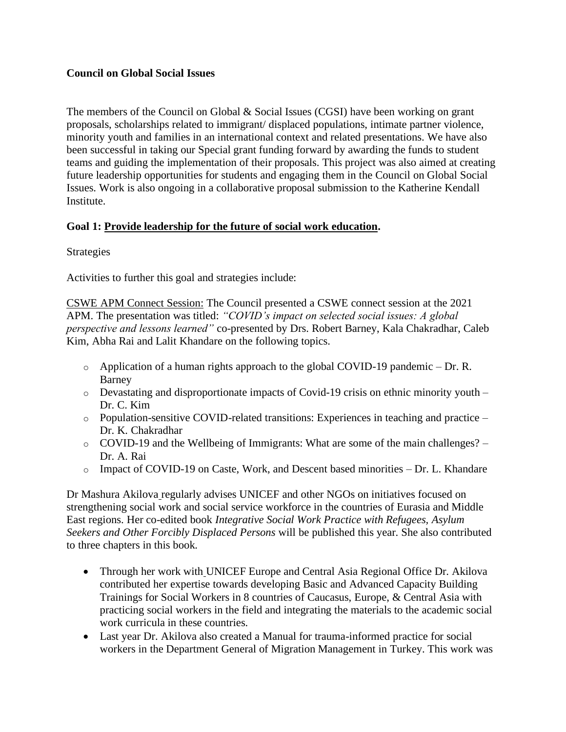**Council on Global Social Issues**

The members of the Council on Global & Social Issues (CGSI) have been working on grant proposals, scholarships related to immigrant/ displaced populations, intimate partner violence, minority youth and families in an international context and related presentations. We have also been successful in taking our Special grant funding forward by awarding the funds to student teams and guiding the implementation of their proposals. This project was also aimed at creating future leadership opportunities for students and engaging them in the Council on Global Social Issues. Work is also ongoing in a collaborative proposal submission to the Katherine Kendall Institute.

**Goal 1: Provide leadership for the future of social work education.**

Strategies

Activities to further this goal and strategies include:

CSWE APM Connect Session: The Council presented a CSWE connect session at the 2021 APM. The presentation was titled: *"COVID's impact on selected social issues: A global perspective and lessons learned"* co-presented by Drs. Robert Barney, Kala Chakradhar, Caleb Kim, Abha Rai and Lalit Khandare on the following topics.

- Application of a human rights approach to the global COVID-19 pandemic – Dr. R. Barney
- Devastating and disproportionate impacts of Covid-19 crisis on ethnic minority youth – Dr. C. Kim
- Population-sensitive COVID-related transitions: Experiences in teaching and practice – Dr. K. Chakradhar
- COVID-19 and the Wellbeing of Immigrants: What are some of the main challenges? – Dr. A. Rai
- Impact of COVID-19 on Caste, Work, and Descent based minorities – Dr. L. Khandare

Dr Mashura Akilova regularly advises UNICEF and other NGOs on initiatives focused on strengthening social work and social service workforce in the countries of Eurasia and Middle East regions. Her co-edited book *Integrative Social Work Practice with Refugees, Asylum Seekers and Other Forcibly Displaced Persons* will be published this year. She also contributed to three chapters in this book.

- Through her work with UNICEF Europe and Central Asia Regional Office Dr. Akilova contributed her expertise towards developing Basic and Advanced Capacity Building Trainings for Social Workers in 8 countries of Caucasus, Europe, & Central Asia with practicing social workers in the field and integrating the materials to the academic social work curricula in these countries.
- Last year Dr. Akilova also created a Manual for trauma-informed practice for social workers in the Department General of Migration Management in Turkey. This work was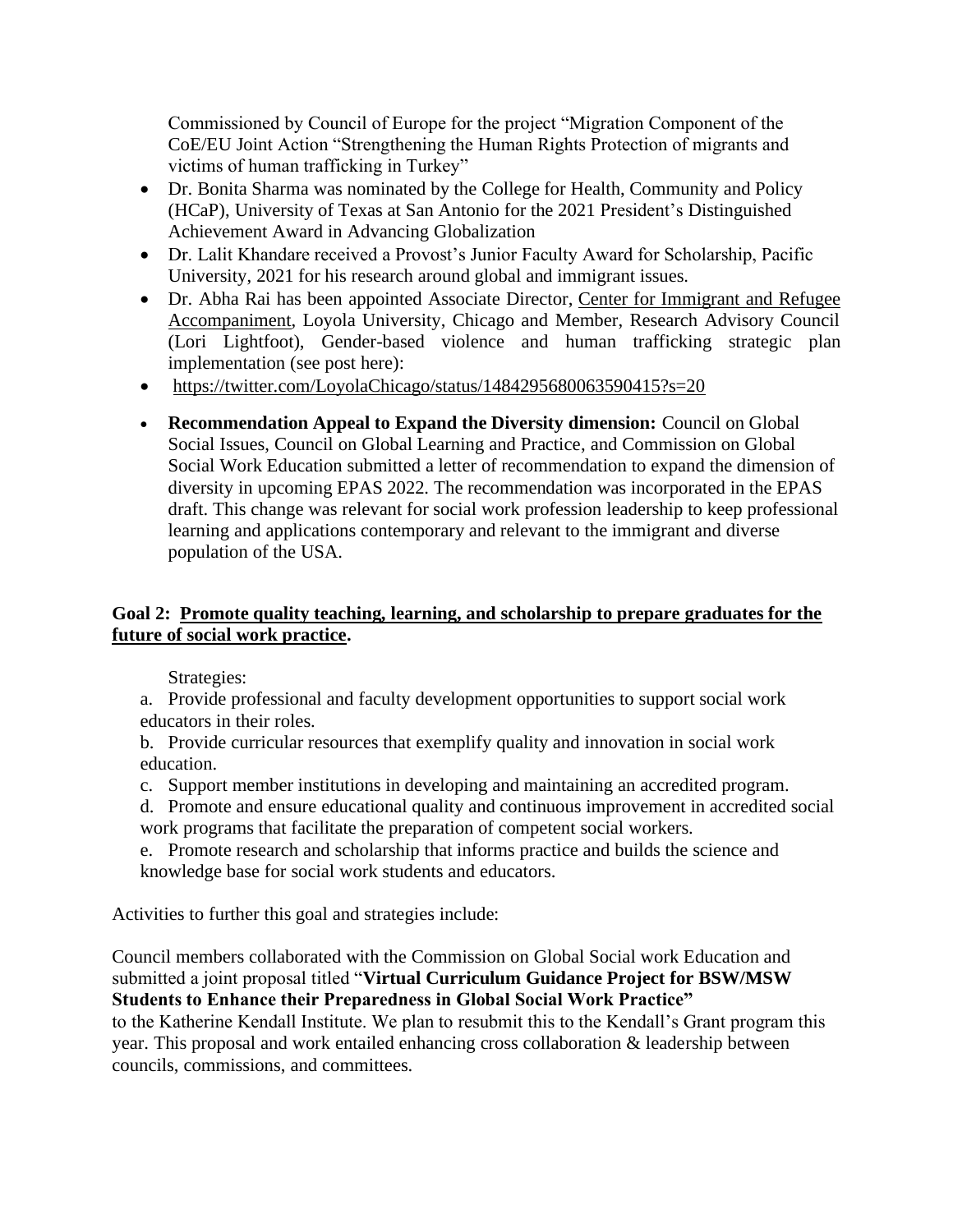Commissioned by Council of Europe for the project "Migration Component of the CoE/EU Joint Action "Strengthening the Human Rights Protection of migrants and victims of human trafficking in Turkey"

- Dr. Bonita Sharma was nominated by the College for Health, Community and Policy (HCaP), University of Texas at San Antonio for the 2021 President's Distinguished Achievement Award in Advancing Globalization
- Dr. Lalit Khandare received a Provost's Junior Faculty Award for Scholarship, Pacific University, 2021 for his research around global and immigrant issues.
- Dr. Abha Rai has been appointed Associate Director, Center for Immigrant and Refugee Accompaniment, Loyola University, Chicago and Member, Research Advisory Council (Lori Lightfoot), Gender-based violence and human trafficking strategic plan implementation (see post here):
- https://twitter.com/LoyolaChicago/status/1484295680063590415?s=20
- **Recommendation Appeal to Expand the Diversity dimension:** Council on Global Social Issues, Council on Global Learning and Practice, and Commission on Global Social Work Education submitted a letter of recommendation to expand the dimension of diversity in upcoming EPAS 2022. The recommendation was incorporated in the EPAS draft. This change was relevant for social work profession leadership to keep professional learning and applications contemporary and relevant to the immigrant and diverse population of the USA.

**Goal 2: Promote quality teaching, learning, and scholarship to prepare graduates for the future of social work practice.**

Strategies:

a. Provide professional and faculty development opportunities to support social work educators in their roles.

b. Provide curricular resources that exemplify quality and innovation in social work education.

c. Support member institutions in developing and maintaining an accredited program.

d. Promote and ensure educational quality and continuous improvement in accredited social work programs that facilitate the preparation of competent social workers.

e. Promote research and scholarship that informs practice and builds the science and knowledge base for social work students and educators.

Activities to further this goal and strategies include:

Council members collaborated with the Commission on Global Social work Education and submitted a joint proposal titled "**Virtual Curriculum Guidance Project for BSW/MSW Students to Enhance their Preparedness in Global Social Work Practice"** to the Katherine Kendall Institute. We plan to resubmit this to the Kendall's Grant program this year. This proposal and work entailed enhancing cross collaboration & leadership between councils, commissions, and committees.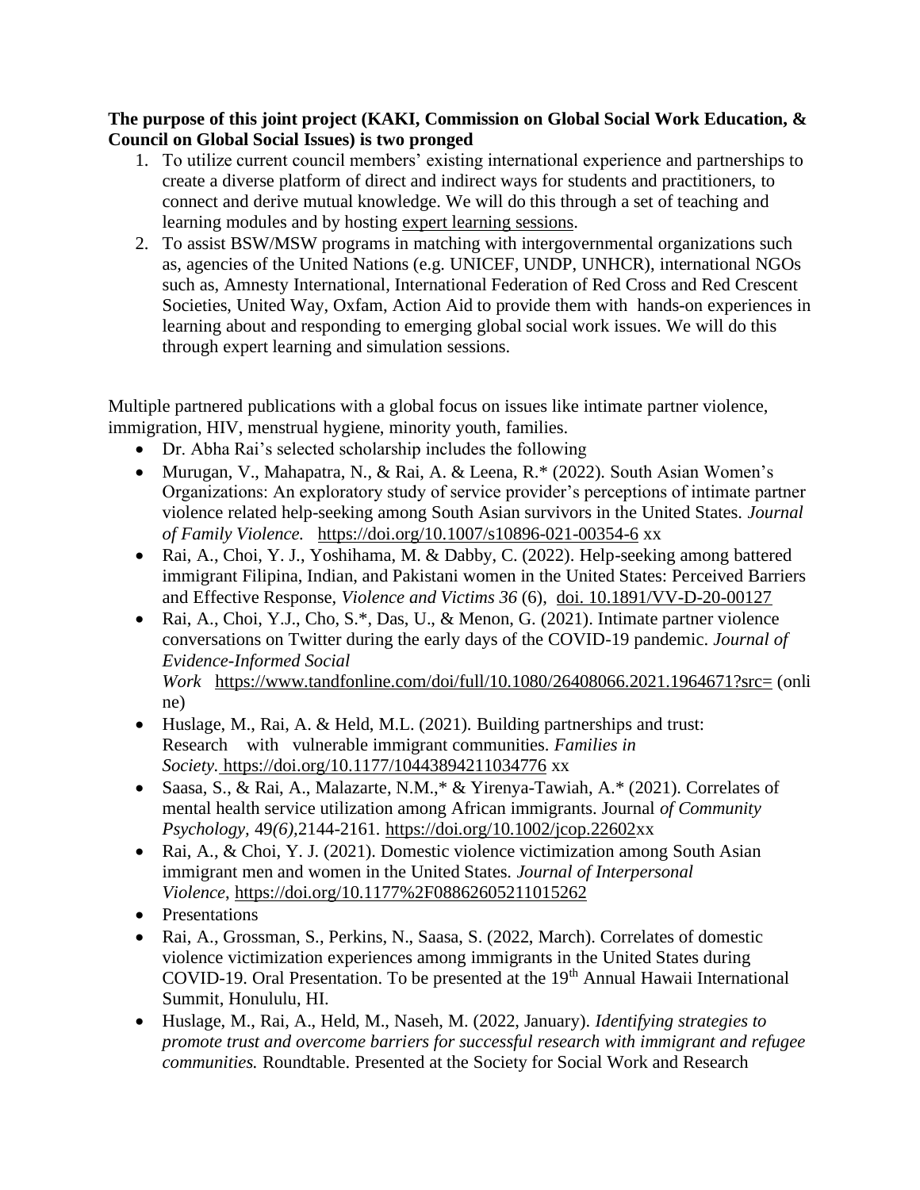**The purpose of this joint project (KAKI, Commission on Global Social Work Education, & Council on Global Social Issues) is two pronged**

1. To utilize current council members' existing international experience and partnerships to create a diverse platform of direct and indirect ways for students and practitioners, to connect and derive mutual knowledge. We will do this through a set of teaching and learning modules and by hosting expert learning sessions.
2. To assist BSW/MSW programs in matching with intergovernmental organizations such as, agencies of the United Nations (e.g. UNICEF, UNDP, UNHCR), international NGOs such as, Amnesty International, International Federation of Red Cross and Red Crescent Societies, United Way, Oxfam, Action Aid to provide them with hands-on experiences in learning about and responding to emerging global social work issues. We will do this through expert learning and simulation sessions.

Multiple partnered publications with a global focus on issues like intimate partner violence, immigration, HIV, menstrual hygiene, minority youth, families.

- Dr. Abha Rai's selected scholarship includes the following
- Murugan, V., Mahapatra, N., & Rai, A. & Leena, R.* (2022). South Asian Women's Organizations: An exploratory study of service provider's perceptions of intimate partner violence related help-seeking among South Asian survivors in the United States. *Journal of Family Violence.* https://doi.org/10.1007/s10896-021-00354-6 xx
- Rai, A., Choi, Y. J., Yoshihama, M. & Dabby, C. (2022). Help-seeking among battered immigrant Filipina, Indian, and Pakistani women in the United States: Perceived Barriers and Effective Response, *Violence and Victims 36* (6), doi. 10.1891/VV-D-20-00127
- Rai, A., Choi, Y.J., Cho, S.*, Das, U., & Menon, G. (2021). Intimate partner violence conversations on Twitter during the early days of the COVID-19 pandemic. *Journal of Evidence-Informed Social Work* https://www.tandfonline.com/doi/full/10.1080/26408066.2021.1964671?src= (online)
- Huslage, M., Rai, A. & Held, M.L. (2021). Building partnerships and trust: Research with vulnerable immigrant communities. *Families in Society.* https://doi.org/10.1177/10443894211034776 xx
- Saasa, S., & Rai, A., Malazarte, N.M.,* & Yirenya-Tawiah, A.* (2021). Correlates of mental health service utilization among African immigrants. Journal *of Community Psychology,* 49*(6),*2144-2161. https://doi.org/10.1002/jcop.22602xx
- Rai, A., & Choi, Y. J. (2021). Domestic violence victimization among South Asian immigrant men and women in the United States. *Journal of Interpersonal Violence*, https://doi.org/10.1177%2F08862605211015262
- Presentations
- Rai, A., Grossman, S., Perkins, N., Saasa, S. (2022, March). Correlates of domestic violence victimization experiences among immigrants in the United States during COVID-19. Oral Presentation. To be presented at the 19th Annual Hawaii International Summit, Honululu, HI.
- Huslage, M., Rai, A., Held, M., Naseh, M. (2022, January). *Identifying strategies to promote trust and overcome barriers for successful research with immigrant and refugee communities.* Roundtable. Presented at the Society for Social Work and Research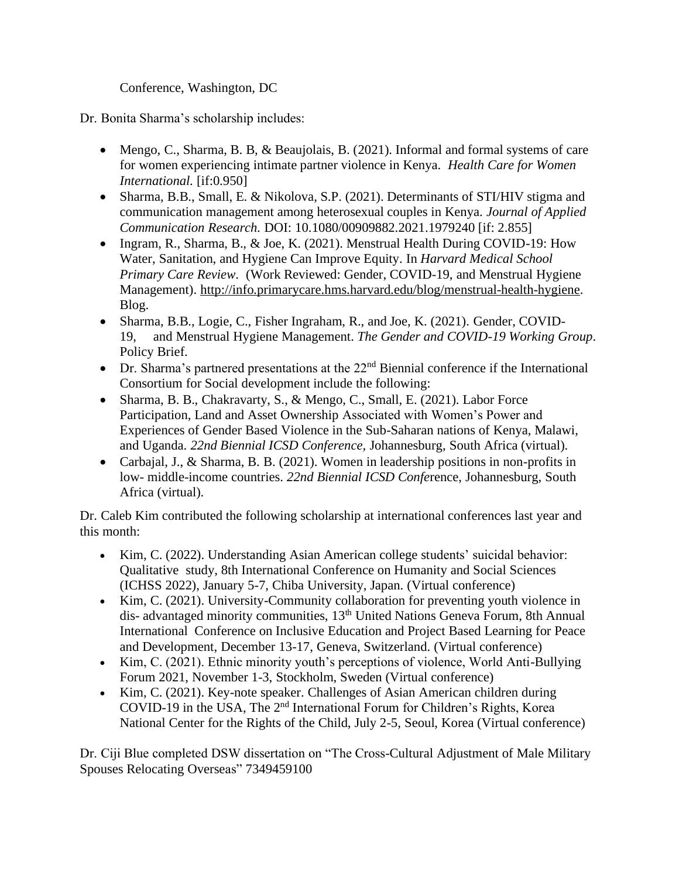Conference, Washington, DC

Dr. Bonita Sharma's scholarship includes:

- Mengo, C., Sharma, B. B, & Beaujolais, B. (2021). Informal and formal systems of care for women experiencing intimate partner violence in Kenya. *Health Care for Women International.* [if:0.950]
- Sharma, B.B., Small, E. & Nikolova, S.P. (2021). Determinants of STI/HIV stigma and communication management among heterosexual couples in Kenya. *Journal of Applied Communication Research.* DOI: 10.1080/00909882.2021.1979240 [if: 2.855]
- Ingram, R., Sharma, B., & Joe, K. (2021). Menstrual Health During COVID-19: How Water, Sanitation, and Hygiene Can Improve Equity. In *Harvard Medical School Primary Care Review*. (Work Reviewed: Gender, COVID-19, and Menstrual Hygiene Management). http://info.primarycare.hms.harvard.edu/blog/menstrual-health-hygiene. Blog.
- Sharma, B.B., Logie, C., Fisher Ingraham, R., and Joe, K. (2021). Gender, COVID-19, and Menstrual Hygiene Management. *The Gender and COVID-19 Working Group*. Policy Brief.
- Dr. Sharma's partnered presentations at the 22nd Biennial conference if the International Consortium for Social development include the following:
- Sharma, B. B., Chakravarty, S., & Mengo, C., Small, E. (2021). Labor Force Participation, Land and Asset Ownership Associated with Women's Power and Experiences of Gender Based Violence in the Sub-Saharan nations of Kenya, Malawi, and Uganda. *22nd Biennial ICSD Conference*, Johannesburg, South Africa (virtual).
- Carbajal, J., & Sharma, B. B. (2021). Women in leadership positions in non-profits in low- middle-income countries. *22nd Biennial ICSD Conference*, Johannesburg, South Africa (virtual).

Dr. Caleb Kim contributed the following scholarship at international conferences last year and this month:

- Kim, C. (2022). Understanding Asian American college students' suicidal behavior: Qualitative study, 8th International Conference on Humanity and Social Sciences (ICHSS 2022), January 5-7, Chiba University, Japan. (Virtual conference)
- Kim, C. (2021). University-Community collaboration for preventing youth violence in dis- advantaged minority communities, 13th United Nations Geneva Forum, 8th Annual International Conference on Inclusive Education and Project Based Learning for Peace and Development, December 13-17, Geneva, Switzerland. (Virtual conference)
- Kim, C. (2021). Ethnic minority youth's perceptions of violence, World Anti-Bullying Forum 2021, November 1-3, Stockholm, Sweden (Virtual conference)
- Kim, C. (2021). Key-note speaker. Challenges of Asian American children during COVID-19 in the USA, The 2nd International Forum for Children's Rights, Korea National Center for the Rights of the Child, July 2-5, Seoul, Korea (Virtual conference)

Dr. Ciji Blue completed DSW dissertation on "The Cross-Cultural Adjustment of Male Military Spouses Relocating Overseas" 7349459100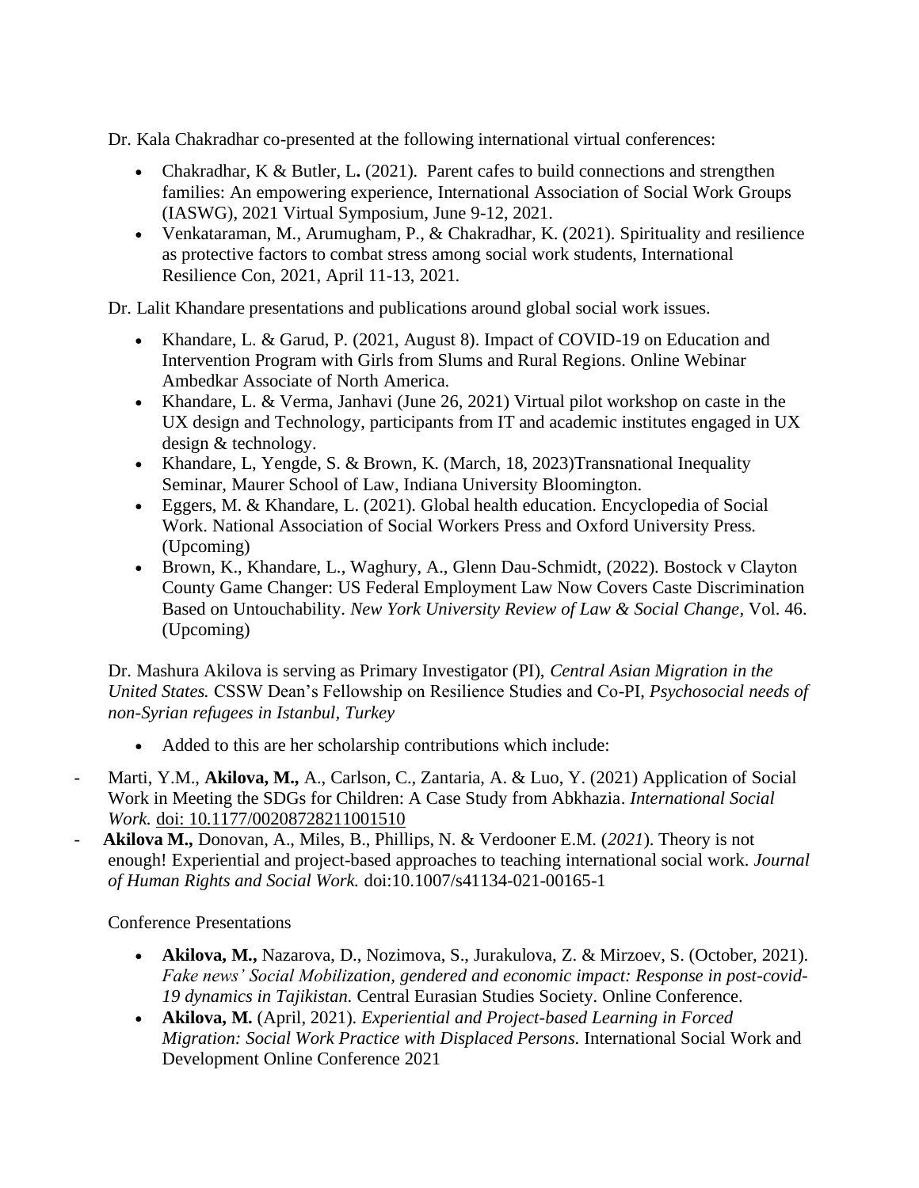Dr. Kala Chakradhar co-presented at the following international virtual conferences:

- Chakradhar, K & Butler, L**.** (2021). Parent cafes to build connections and strengthen families: An empowering experience, International Association of Social Work Groups (IASWG), 2021 Virtual Symposium, June 9-12, 2021.
- Venkataraman, M., Arumugham, P., & Chakradhar, K. (2021). Spirituality and resilience as protective factors to combat stress among social work students, International Resilience Con, 2021, April 11-13, 2021.

Dr. Lalit Khandare presentations and publications around global social work issues.

- Khandare, L. & Garud, P. (2021, August 8). Impact of COVID-19 on Education and Intervention Program with Girls from Slums and Rural Regions. Online Webinar Ambedkar Associate of North America.
- Khandare, L. & Verma, Janhavi (June 26, 2021) Virtual pilot workshop on caste in the UX design and Technology, participants from IT and academic institutes engaged in UX design & technology.
- Khandare, L, Yengde, S. & Brown, K. (March, 18, 2023)Transnational Inequality Seminar, Maurer School of Law, Indiana University Bloomington.
- Eggers, M. & Khandare, L. (2021). Global health education. Encyclopedia of Social Work. National Association of Social Workers Press and Oxford University Press. (Upcoming)
- Brown, K., Khandare, L., Waghury, A., Glenn Dau-Schmidt, (2022). Bostock v Clayton County Game Changer: US Federal Employment Law Now Covers Caste Discrimination Based on Untouchability. *New York University Review of Law & Social Change*, Vol. 46. (Upcoming)

Dr. Mashura Akilova is serving as Primary Investigator (PI), *Central Asian Migration in the United States.* CSSW Dean's Fellowship on Resilience Studies and Co-PI, *Psychosocial needs of non-Syrian refugees in Istanbul, Turkey*

- Added to this are her scholarship contributions which include:

- Marti, Y.M., **Akilova, M.,** A., Carlson, C., Zantaria, A. & Luo, Y. (2021) Application of Social Work in Meeting the SDGs for Children: A Case Study from Abkhazia. *International Social Work.* doi: 10.1177/00208728211001510
- **Akilova M.,** Donovan, A., Miles, B., Phillips, N. & Verdooner E.M. (*2021*). Theory is not enough! Experiential and project-based approaches to teaching international social work. *Journal of Human Rights and Social Work.* doi:10.1007/s41134-021-00165-1

Conference Presentations

- **Akilova, M.,** Nazarova, D., Nozimova, S., Jurakulova, Z. & Mirzoev, S. (October, 2021). *Fake news' Social Mobilization, gendered and economic impact: Response in post-covid-19 dynamics in Tajikistan.* Central Eurasian Studies Society. Online Conference.
- **Akilova, M.** (April, 2021). *Experiential and Project-based Learning in Forced Migration: Social Work Practice with Displaced Persons*. International Social Work and Development Online Conference 2021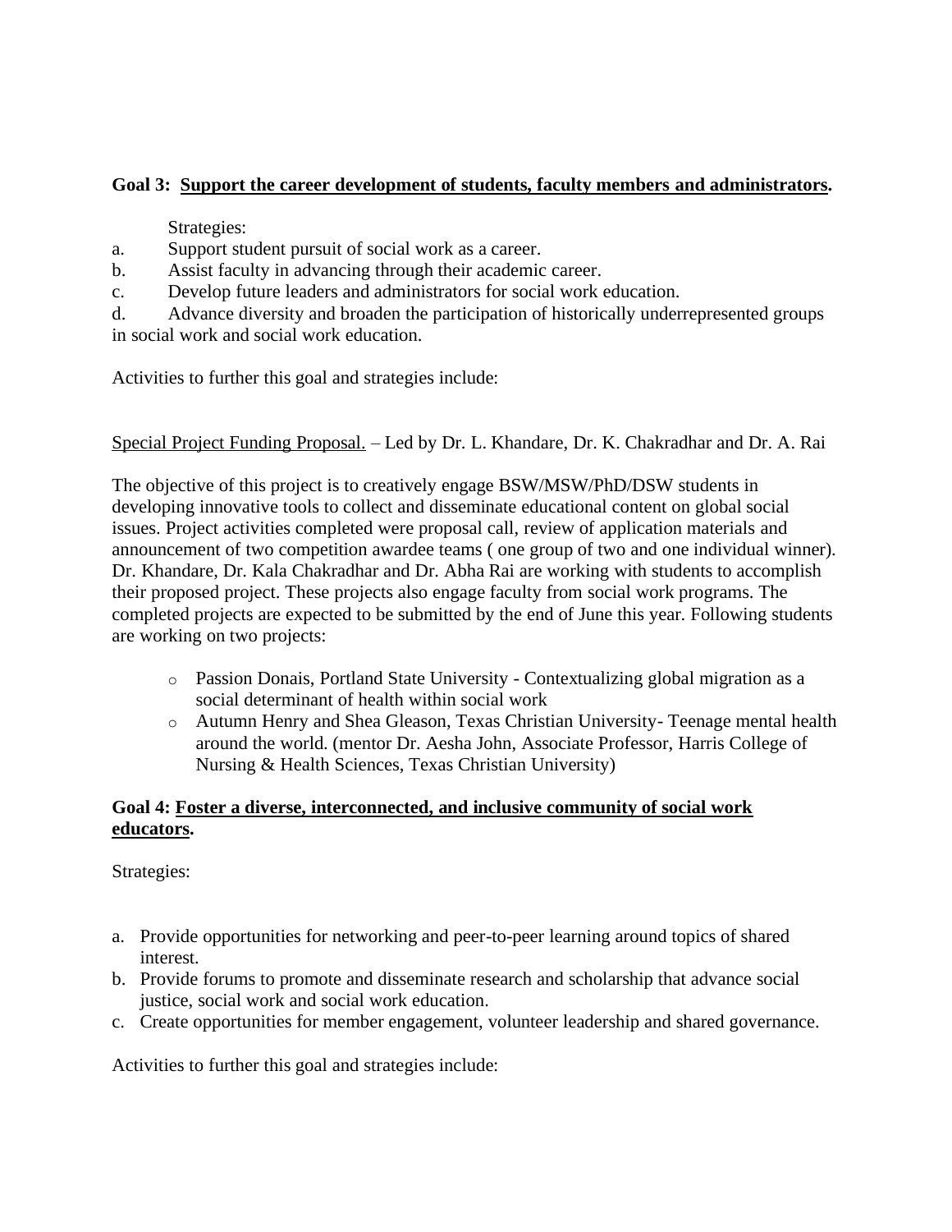**Goal 3: <u>Support the career development of students, faculty members and administrators</u>.**

Strategies:

a. Support student pursuit of social work as a career.
b. Assist faculty in advancing through their academic career.
c. Develop future leaders and administrators for social work education.
d. Advance diversity and broaden the participation of historically underrepresented groups in social work and social work education.

Activities to further this goal and strategies include:

<u>Special Project Funding Proposal.</u> – Led by Dr. L. Khandare, Dr. K. Chakradhar and Dr. A. Rai

The objective of this project is to creatively engage BSW/MSW/PhD/DSW students in developing innovative tools to collect and disseminate educational content on global social issues. Project activities completed were proposal call, review of application materials and announcement of two competition awardee teams ( one group of two and one individual winner). Dr. Khandare, Dr. Kala Chakradhar and Dr. Abha Rai are working with students to accomplish their proposed project. These projects also engage faculty from social work programs. The completed projects are expected to be submitted by the end of June this year. Following students are working on two projects:

- Passion Donais, Portland State University - Contextualizing global migration as a social determinant of health within social work
- Autumn Henry and Shea Gleason, Texas Christian University- Teenage mental health around the world. (mentor Dr. Aesha John, Associate Professor, Harris College of Nursing & Health Sciences, Texas Christian University)

**Goal 4: <u>Foster a diverse, interconnected, and inclusive community of social work educators</u>.**

Strategies:

a. Provide opportunities for networking and peer-to-peer learning around topics of shared interest.
b. Provide forums to promote and disseminate research and scholarship that advance social justice, social work and social work education.
c. Create opportunities for member engagement, volunteer leadership and shared governance.

Activities to further this goal and strategies include: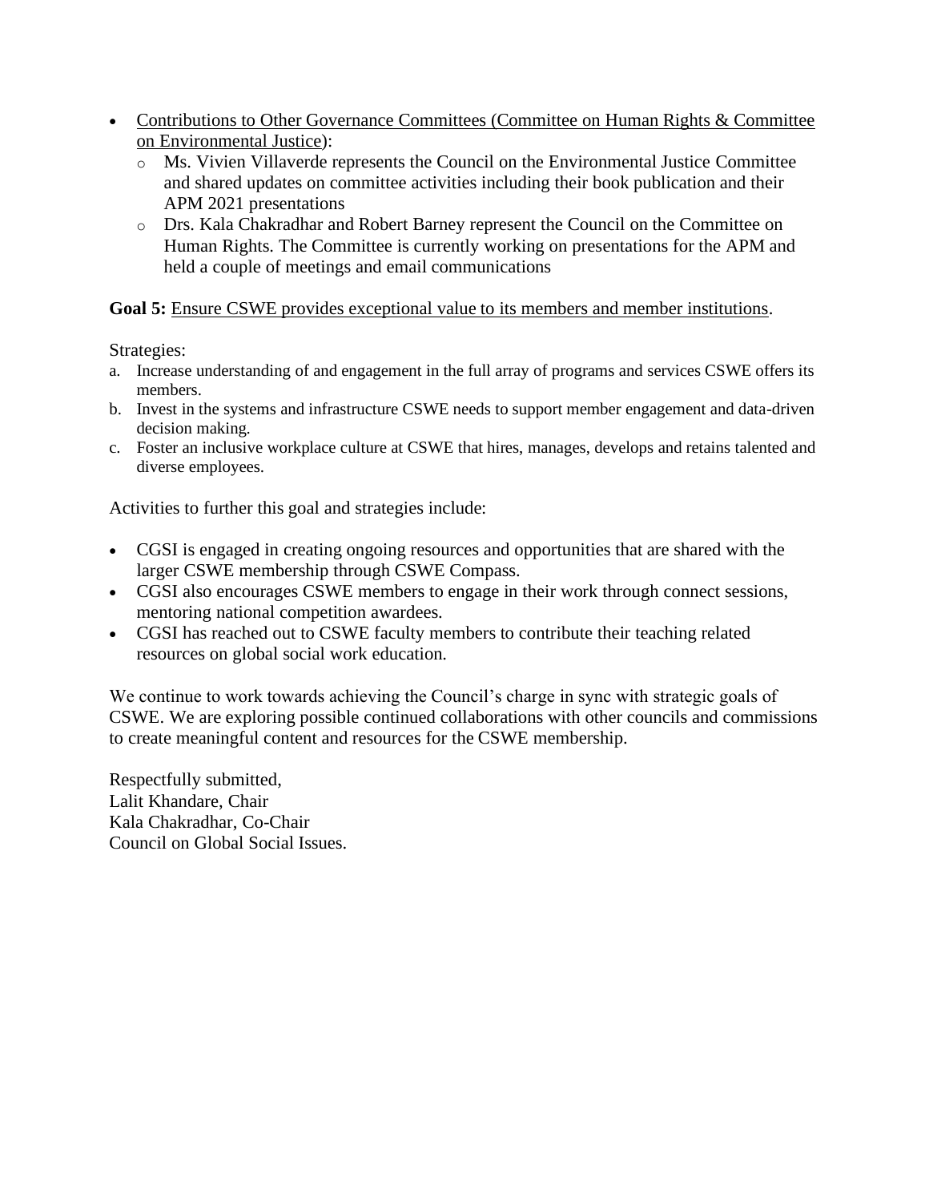- Contributions to Other Governance Committees (Committee on Human Rights & Committee on Environmental Justice):
  - Ms. Vivien Villaverde represents the Council on the Environmental Justice Committee and shared updates on committee activities including their book publication and their APM 2021 presentations
  - Drs. Kala Chakradhar and Robert Barney represent the Council on the Committee on Human Rights. The Committee is currently working on presentations for the APM and held a couple of meetings and email communications

**Goal 5:** Ensure CSWE provides exceptional value to its members and member institutions.

Strategies:

a. Increase understanding of and engagement in the full array of programs and services CSWE offers its members.
b. Invest in the systems and infrastructure CSWE needs to support member engagement and data-driven decision making.
c. Foster an inclusive workplace culture at CSWE that hires, manages, develops and retains talented and diverse employees.

Activities to further this goal and strategies include:

- CGSI is engaged in creating ongoing resources and opportunities that are shared with the larger CSWE membership through CSWE Compass.
- CGSI also encourages CSWE members to engage in their work through connect sessions, mentoring national competition awardees.
- CGSI has reached out to CSWE faculty members to contribute their teaching related resources on global social work education.

We continue to work towards achieving the Council's charge in sync with strategic goals of CSWE. We are exploring possible continued collaborations with other councils and commissions to create meaningful content and resources for the CSWE membership.

Respectfully submitted,
Lalit Khandare, Chair
Kala Chakradhar, Co-Chair
Council on Global Social Issues.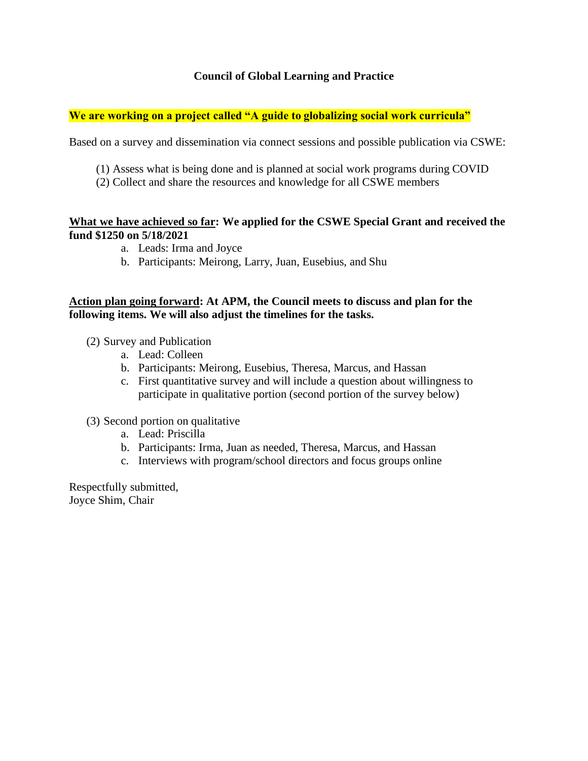## Council of Global Learning and Practice

**We are working on a project called "A guide to globalizing social work curricula"**

Based on a survey and dissemination via connect sessions and possible publication via CSWE:

(1) Assess what is being done and is planned at social work programs during COVID
(2) Collect and share the resources and knowledge for all CSWE members

**What we have achieved so far: We applied for the CSWE Special Grant and received the fund $1250 on 5/18/2021**

a. Leads: Irma and Joyce
b. Participants: Meirong, Larry, Juan, Eusebius, and Shu

**Action plan going forward: At APM, the Council meets to discuss and plan for the following items. We will also adjust the timelines for the tasks.**

(2) Survey and Publication
  a. Lead: Colleen
  b. Participants: Meirong, Eusebius, Theresa, Marcus, and Hassan
  c. First quantitative survey and will include a question about willingness to participate in qualitative portion (second portion of the survey below)

(3) Second portion on qualitative
  a. Lead: Priscilla
  b. Participants: Irma, Juan as needed, Theresa, Marcus, and Hassan
  c. Interviews with program/school directors and focus groups online

Respectfully submitted,
Joyce Shim, Chair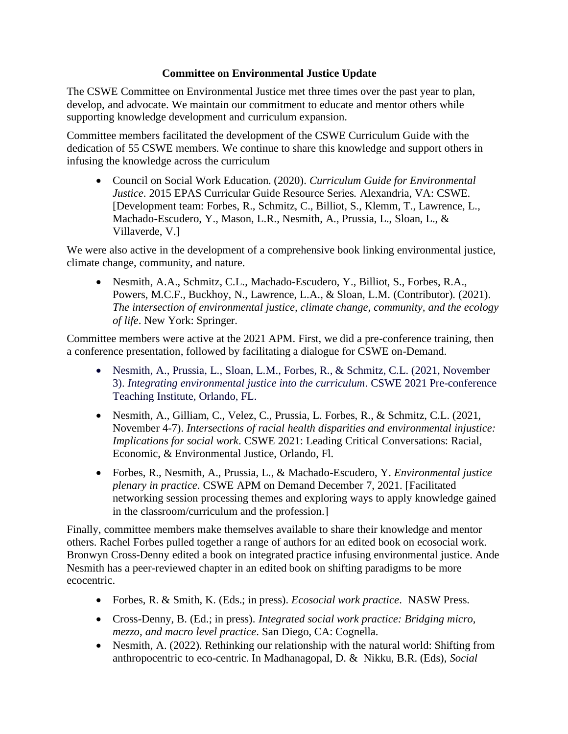**Committee on Environmental Justice Update**

The CSWE Committee on Environmental Justice met three times over the past year to plan, develop, and advocate. We maintain our commitment to educate and mentor others while supporting knowledge development and curriculum expansion.

Committee members facilitated the development of the CSWE Curriculum Guide with the dedication of 55 CSWE members. We continue to share this knowledge and support others in infusing the knowledge across the curriculum

- Council on Social Work Education. (2020). *Curriculum Guide for Environmental Justice*. 2015 EPAS Curricular Guide Resource Series. Alexandria, VA: CSWE. [Development team: Forbes, R., Schmitz, C., Billiot, S., Klemm, T., Lawrence, L., Machado-Escudero, Y., Mason, L.R., Nesmith, A., Prussia, L., Sloan, L., & Villaverde, V.]

We were also active in the development of a comprehensive book linking environmental justice, climate change, community, and nature.

- Nesmith, A.A., Schmitz, C.L., Machado-Escudero, Y., Billiot, S., Forbes, R.A., Powers, M.C.F., Buckhoy, N., Lawrence, L.A., & Sloan, L.M. (Contributor). (2021). *The intersection of environmental justice, climate change, community, and the ecology of life*. New York: Springer.

Committee members were active at the 2021 APM. First, we did a pre-conference training, then a conference presentation, followed by facilitating a dialogue for CSWE on-Demand.

- Nesmith, A., Prussia, L., Sloan, L.M., Forbes, R., & Schmitz, C.L. (2021, November 3). *Integrating environmental justice into the curriculum*. CSWE 2021 Pre-conference Teaching Institute, Orlando, FL.
- Nesmith, A., Gilliam, C., Velez, C., Prussia, L. Forbes, R., & Schmitz, C.L. (2021, November 4-7). *Intersections of racial health disparities and environmental injustice: Implications for social work*. CSWE 2021: Leading Critical Conversations: Racial, Economic, & Environmental Justice, Orlando, Fl.
- Forbes, R., Nesmith, A., Prussia, L., & Machado-Escudero, Y. *Environmental justice plenary in practice*. CSWE APM on Demand December 7, 2021. [Facilitated networking session processing themes and exploring ways to apply knowledge gained in the classroom/curriculum and the profession.]

Finally, committee members make themselves available to share their knowledge and mentor others. Rachel Forbes pulled together a range of authors for an edited book on ecosocial work. Bronwyn Cross-Denny edited a book on integrated practice infusing environmental justice. Ande Nesmith has a peer-reviewed chapter in an edited book on shifting paradigms to be more ecocentric.

- Forbes, R. & Smith, K. (Eds.; in press). *Ecosocial work practice*. NASW Press.
- Cross-Denny, B. (Ed.; in press). *Integrated social work practice: Bridging micro, mezzo, and macro level practice*. San Diego, CA: Cognella.
- Nesmith, A. (2022). Rethinking our relationship with the natural world: Shifting from anthropocentric to eco-centric. In Madhanagopal, D. & Nikku, B.R. (Eds), *Social*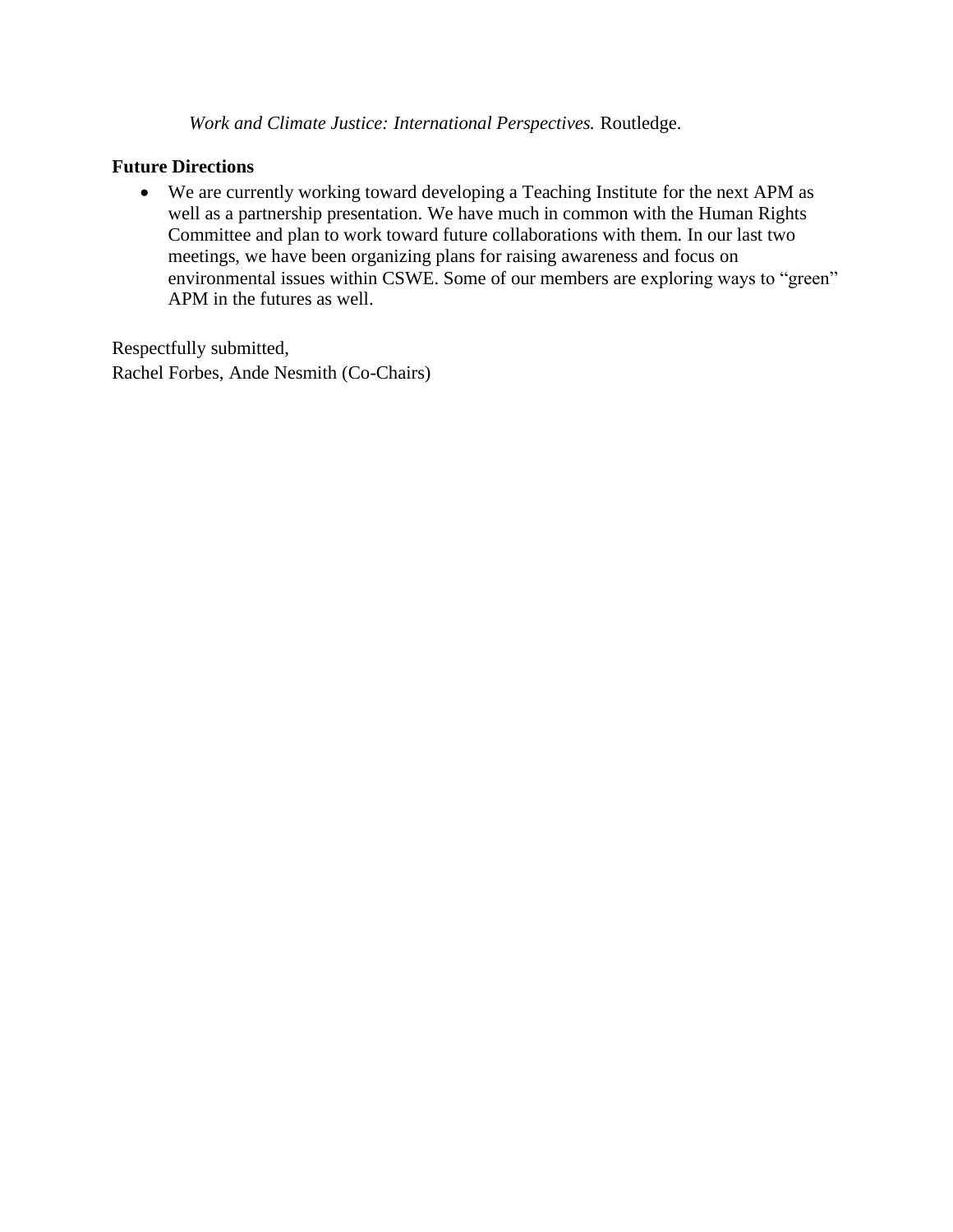*Work and Climate Justice: International Perspectives.* Routledge.

**Future Directions**

- We are currently working toward developing a Teaching Institute for the next APM as well as a partnership presentation. We have much in common with the Human Rights Committee and plan to work toward future collaborations with them. In our last two meetings, we have been organizing plans for raising awareness and focus on environmental issues within CSWE. Some of our members are exploring ways to "green" APM in the futures as well.

Respectfully submitted,
Rachel Forbes, Ande Nesmith (Co-Chairs)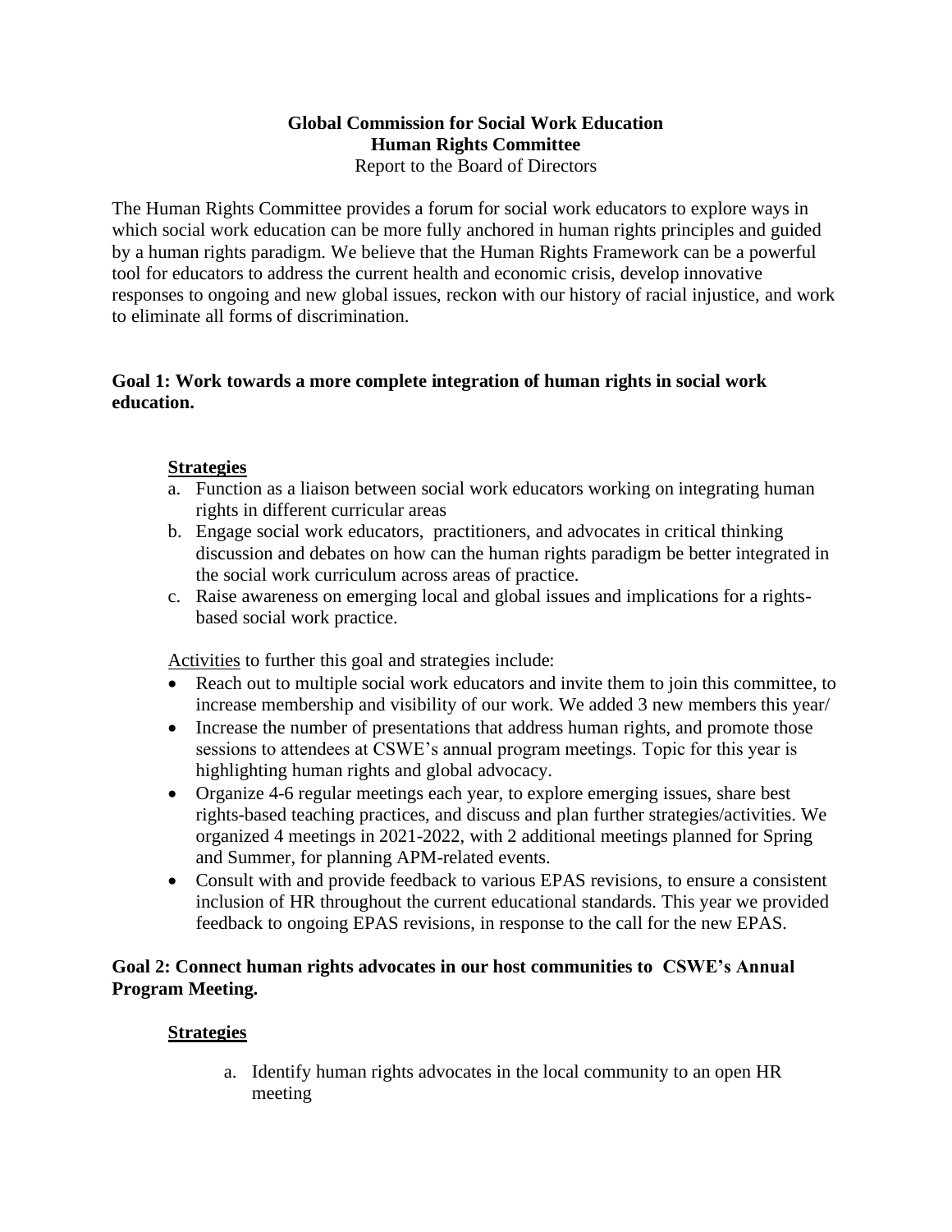**Global Commission for Social Work Education**
**Human Rights Committee**
Report to the Board of Directors

The Human Rights Committee provides a forum for social work educators to explore ways in which social work education can be more fully anchored in human rights principles and guided by a human rights paradigm. We believe that the Human Rights Framework can be a powerful tool for educators to address the current health and economic crisis, develop innovative responses to ongoing and new global issues, reckon with our history of racial injustice, and work to eliminate all forms of discrimination.

**Goal 1: Work towards a more complete integration of human rights in social work education.**

**Strategies**

a. Function as a liaison between social work educators working on integrating human rights in different curricular areas
b. Engage social work educators, practitioners, and advocates in critical thinking discussion and debates on how can the human rights paradigm be better integrated in the social work curriculum across areas of practice.
c. Raise awareness on emerging local and global issues and implications for a rights-based social work practice.

Activities to further this goal and strategies include:

- Reach out to multiple social work educators and invite them to join this committee, to increase membership and visibility of our work. We added 3 new members this year/
- Increase the number of presentations that address human rights, and promote those sessions to attendees at CSWE's annual program meetings. Topic for this year is highlighting human rights and global advocacy.
- Organize 4-6 regular meetings each year, to explore emerging issues, share best rights-based teaching practices, and discuss and plan further strategies/activities. We organized 4 meetings in 2021-2022, with 2 additional meetings planned for Spring and Summer, for planning APM-related events.
- Consult with and provide feedback to various EPAS revisions, to ensure a consistent inclusion of HR throughout the current educational standards. This year we provided feedback to ongoing EPAS revisions, in response to the call for the new EPAS.

**Goal 2: Connect human rights advocates in our host communities to CSWE's Annual Program Meeting.**

**Strategies**

a. Identify human rights advocates in the local community to an open HR meeting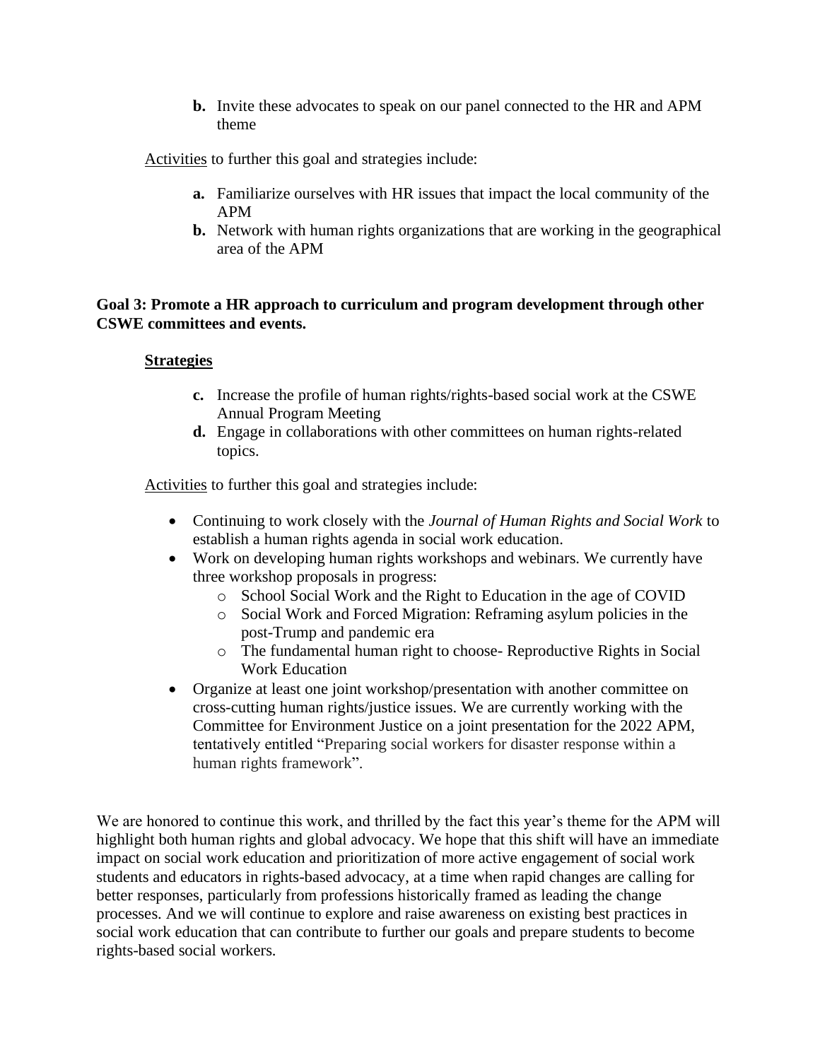**b.** Invite these advocates to speak on our panel connected to the HR and APM theme

Activities to further this goal and strategies include:

**a.** Familiarize ourselves with HR issues that impact the local community of the APM

**b.** Network with human rights organizations that are working in the geographical area of the APM

**Goal 3: Promote a HR approach to curriculum and program development through other CSWE committees and events.**

**Strategies**

**c.** Increase the profile of human rights/rights-based social work at the CSWE Annual Program Meeting

**d.** Engage in collaborations with other committees on human rights-related topics.

Activities to further this goal and strategies include:

- Continuing to work closely with the *Journal of Human Rights and Social Work* to establish a human rights agenda in social work education.
- Work on developing human rights workshops and webinars. We currently have three workshop proposals in progress:
  - School Social Work and the Right to Education in the age of COVID
  - Social Work and Forced Migration: Reframing asylum policies in the post-Trump and pandemic era
  - The fundamental human right to choose- Reproductive Rights in Social Work Education
- Organize at least one joint workshop/presentation with another committee on cross-cutting human rights/justice issues. We are currently working with the Committee for Environment Justice on a joint presentation for the 2022 APM, tentatively entitled "Preparing social workers for disaster response within a human rights framework".

We are honored to continue this work, and thrilled by the fact this year's theme for the APM will highlight both human rights and global advocacy. We hope that this shift will have an immediate impact on social work education and prioritization of more active engagement of social work students and educators in rights-based advocacy, at a time when rapid changes are calling for better responses, particularly from professions historically framed as leading the change processes. And we will continue to explore and raise awareness on existing best practices in social work education that can contribute to further our goals and prepare students to become rights-based social workers.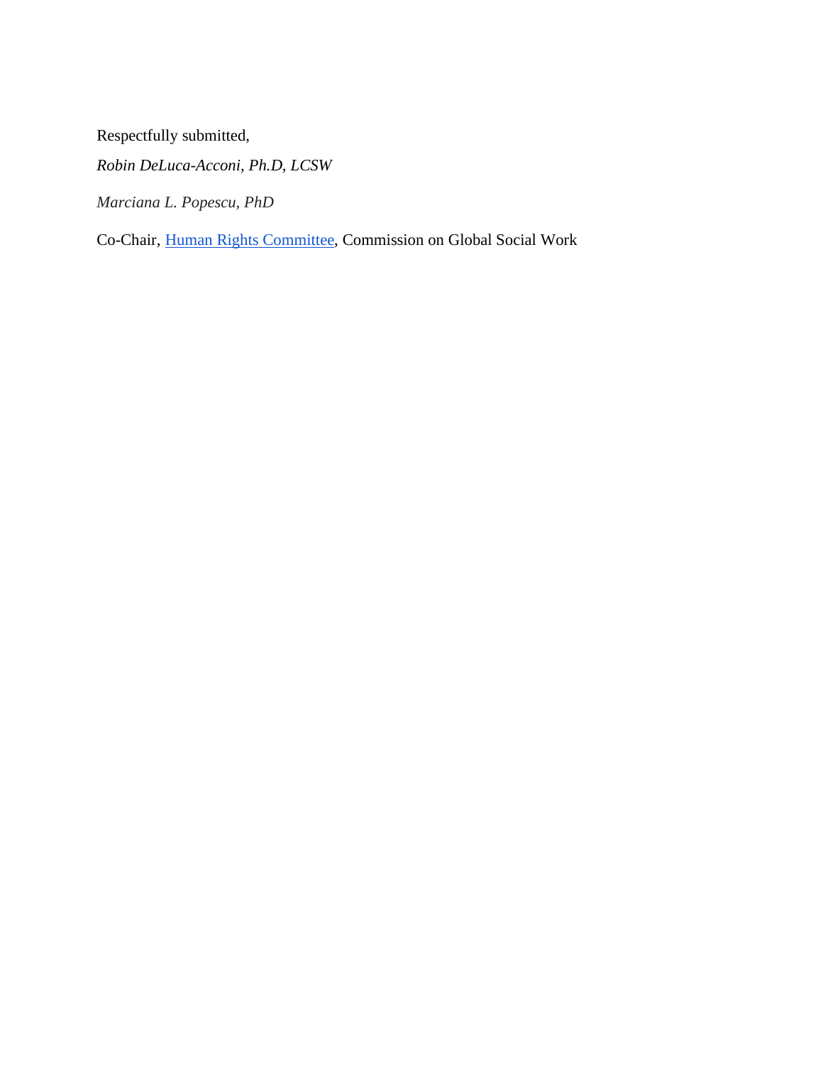Respectfully submitted,

*Robin DeLuca-Acconi, Ph.D, LCSW*

*Marciana L. Popescu, PhD*

Co-Chair, Human Rights Committee, Commission on Global Social Work